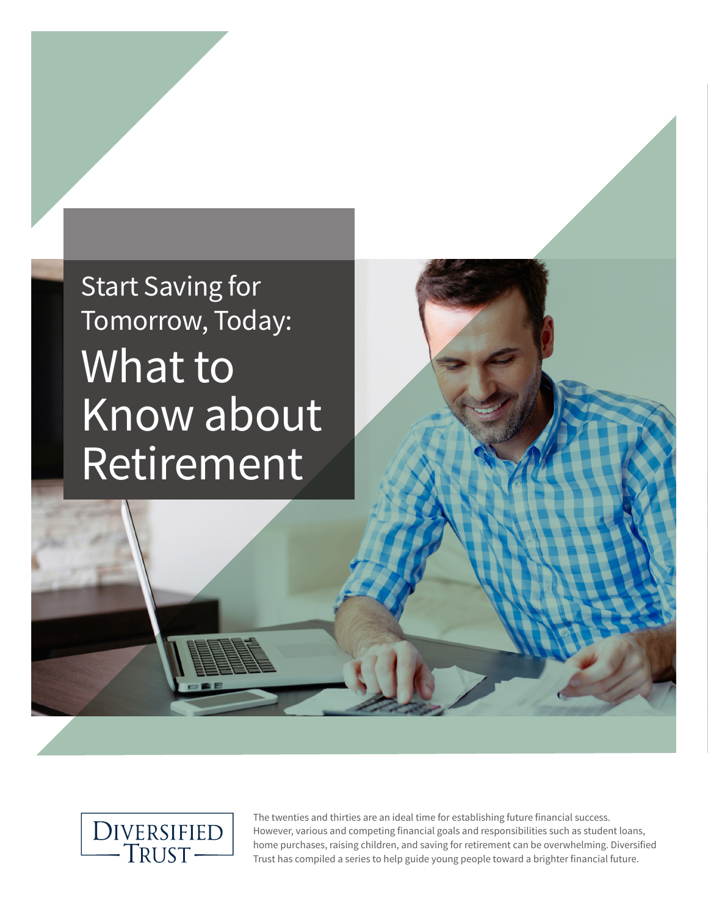# Start Saving for Tomorrow, Today: What to Know about Retirement

Diversified Trust

The twenties and thirties are an ideal time for establishing future financial success. However, various and competing financial goals and responsibilities such as student loans, home purchases, raising children, and saving for retirement can be overwhelming. Diversified Trust has compiled a series to help guide young people toward a brighter financial future.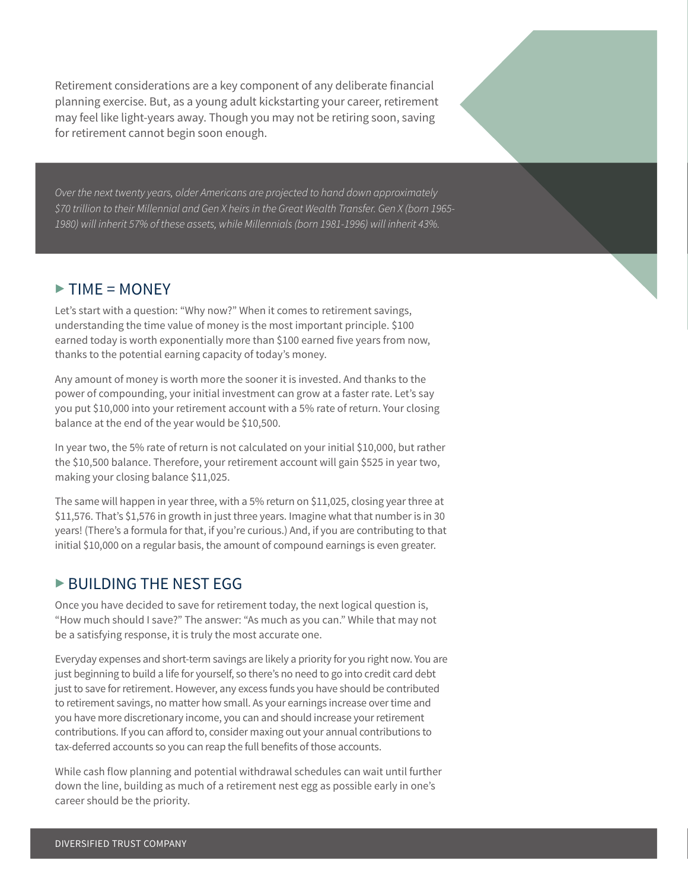Retirement considerations are a key component of any deliberate financial planning exercise. But, as a young adult kickstarting your career, retirement may feel like light-years away. Though you may not be retiring soon, saving for retirement cannot begin soon enough.

*Over the next twenty years, older Americans are projected to hand down approximately $70 trillion to their Millennial and Gen X heirs in the Great Wealth Transfer. Gen X (born 1965-1980) will inherit 57% of these assets, while Millennials (born 1981-1996) will inherit 43%.*

## ▶ TIME = MONEY

Let's start with a question: "Why now?" When it comes to retirement savings, understanding the time value of money is the most important principle. $100 earned today is worth exponentially more than $100 earned five years from now, thanks to the potential earning capacity of today's money.

Any amount of money is worth more the sooner it is invested. And thanks to the power of compounding, your initial investment can grow at a faster rate. Let's say you put $10,000 into your retirement account with a 5% rate of return. Your closing balance at the end of the year would be $10,500.

In year two, the 5% rate of return is not calculated on your initial $10,000, but rather the $10,500 balance. Therefore, your retirement account will gain $525 in year two, making your closing balance $11,025.

The same will happen in year three, with a 5% return on $11,025, closing year three at $11,576. That's $1,576 in growth in just three years. Imagine what that number is in 30 years! (There's a formula for that, if you're curious.) And, if you are contributing to that initial $10,000 on a regular basis, the amount of compound earnings is even greater.

## ▶ BUILDING THE NEST EGG

Once you have decided to save for retirement today, the next logical question is, "How much should I save?" The answer: "As much as you can." While that may not be a satisfying response, it is truly the most accurate one.

Everyday expenses and short-term savings are likely a priority for you right now. You are just beginning to build a life for yourself, so there's no need to go into credit card debt just to save for retirement. However, any excess funds you have should be contributed to retirement savings, no matter how small. As your earnings increase over time and you have more discretionary income, you can and should increase your retirement contributions. If you can afford to, consider maxing out your annual contributions to tax-deferred accounts so you can reap the full benefits of those accounts.

While cash flow planning and potential withdrawal schedules can wait until further down the line, building as much of a retirement nest egg as possible early in one's career should be the priority.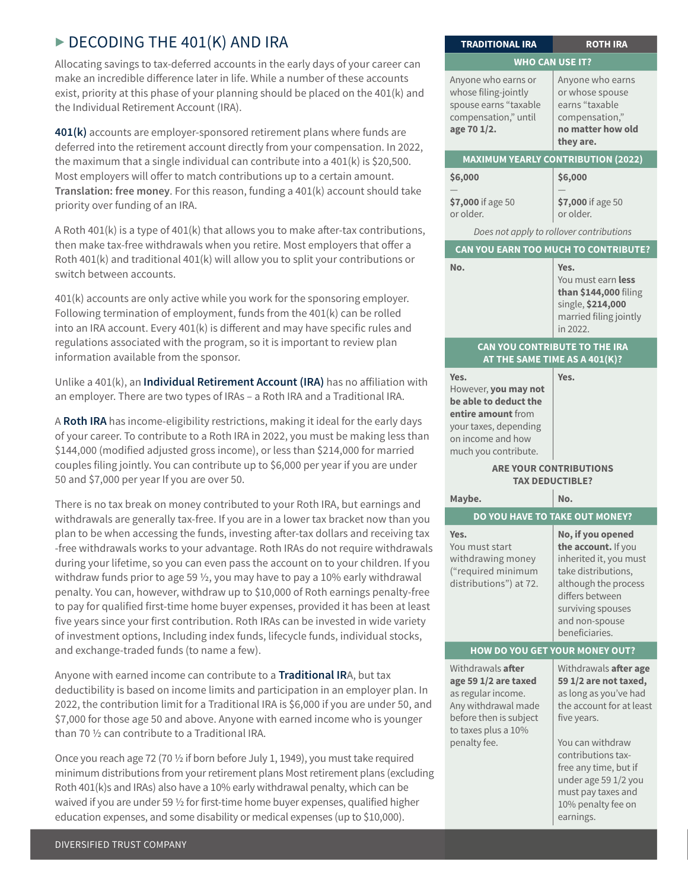## ▸ DECODING THE 401(K) AND IRA

Allocating savings to tax-deferred accounts in the early days of your career can make an incredible difference later in life. While a number of these accounts exist, priority at this phase of your planning should be placed on the 401(k) and the Individual Retirement Account (IRA).

**401(k)** accounts are employer-sponsored retirement plans where funds are deferred into the retirement account directly from your compensation. In 2022, the maximum that a single individual can contribute into a 401(k) is $20,500. Most employers will offer to match contributions up to a certain amount. **Translation: free money**. For this reason, funding a 401(k) account should take priority over funding of an IRA.

A Roth 401(k) is a type of 401(k) that allows you to make after-tax contributions, then make tax-free withdrawals when you retire. Most employers that offer a Roth 401(k) and traditional 401(k) will allow you to split your contributions or switch between accounts.

401(k) accounts are only active while you work for the sponsoring employer. Following termination of employment, funds from the 401(k) can be rolled into an IRA account. Every 401(k) is different and may have specific rules and regulations associated with the program, so it is important to review plan information available from the sponsor.

Unlike a 401(k), an **Individual Retirement Account (IRA)** has no affiliation with an employer. There are two types of IRAs – a Roth IRA and a Traditional IRA.

A **Roth IRA** has income-eligibility restrictions, making it ideal for the early days of your career. To contribute to a Roth IRA in 2022, you must be making less than $144,000 (modified adjusted gross income), or less than $214,000 for married couples filing jointly. You can contribute up to $6,000 per year if you are under 50 and $7,000 per year If you are over 50.

There is no tax break on money contributed to your Roth IRA, but earnings and withdrawals are generally tax-free. If you are in a lower tax bracket now than you plan to be when accessing the funds, investing after-tax dollars and receiving tax -free withdrawals works to your advantage. Roth IRAs do not require withdrawals during your lifetime, so you can even pass the account on to your children. If you withdraw funds prior to age 59 ½, you may have to pay a 10% early withdrawal penalty. You can, however, withdraw up to $10,000 of Roth earnings penalty-free to pay for qualified first-time home buyer expenses, provided it has been at least five years since your first contribution. Roth IRAs can be invested in wide variety of investment options, Including index funds, lifecycle funds, individual stocks, and exchange-traded funds (to name a few).

Anyone with earned income can contribute to a **Traditional IR**A, but tax deductibility is based on income limits and participation in an employer plan. In 2022, the contribution limit for a Traditional IRA is $6,000 if you are under 50, and $7,000 for those age 50 and above. Anyone with earned income who is younger than 70 ½ can contribute to a Traditional IRA.

Once you reach age 72 (70 ½ if born before July 1, 1949), you must take required minimum distributions from your retirement plans Most retirement plans (excluding Roth 401(k)s and IRAs) also have a 10% early withdrawal penalty, which can be waived if you are under 59 ½ for first-time home buyer expenses, qualified higher education expenses, and some disability or medical expenses (up to $10,000).

| TRADITIONAL IRA | ROTH IRA |
|---|---|
| **WHO CAN USE IT?** | |
| Anyone who earns or whose filing-jointly spouse earns "taxable compensation," until **age 70 1/2.** | Anyone who earns or whose spouse earns "taxable compensation," **no matter how old they are.** |
| **MAXIMUM YEARLY CONTRIBUTION (2022)** | |
| **$6,000** — **$7,000** if age 50 or older. | **$6,000** — **$7,000** if age 50 or older. |
| *Does not apply to rollover contributions* | |
| **CAN YOU EARN TOO MUCH TO CONTRIBUTE?** | |
| **No.** | **Yes.** You must earn **less than $144,000** filing single, **$214,000** married filing jointly in 2022. |
| **CAN YOU CONTRIBUTE TO THE IRA AT THE SAME TIME AS A 401(K)?** | |
| **Yes.** However, **you may not be able to deduct the entire amount** from your taxes, depending on income and how much you contribute. | **Yes.** |
| **ARE YOUR CONTRIBUTIONS TAX DEDUCTIBLE?** | |
| **Maybe.** | **No.** |
| **DO YOU HAVE TO TAKE OUT MONEY?** | |
| **Yes.** You must start withdrawing money ("required minimum distributions") at 72. | **No, if you opened the account.** If you inherited it, you must take distributions, although the process differs between surviving spouses and non-spouse beneficiaries. |
| **HOW DO YOU GET YOUR MONEY OUT?** | |
| Withdrawals **after age 59 1/2 are taxed** as regular income. Any withdrawal made before then is subject to taxes plus a 10% penalty fee. | Withdrawals **after age 59 1/2 are not taxed,** as long as you've had the account for at least five years. You can withdraw contributions tax-free any time, but if under age 59 1/2 you must pay taxes and 10% penalty fee on earnings. |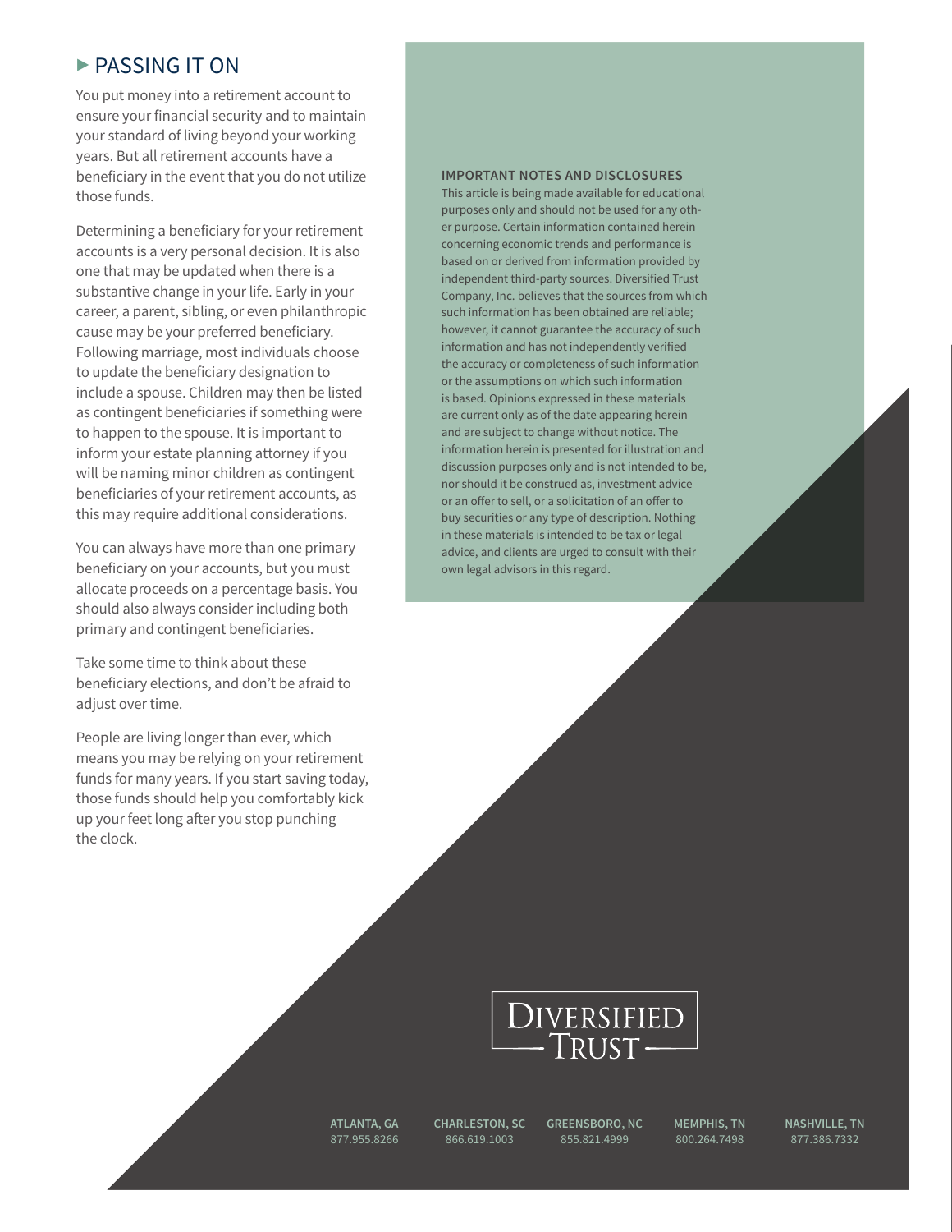## ▶ PASSING IT ON

You put money into a retirement account to ensure your financial security and to maintain your standard of living beyond your working years. But all retirement accounts have a beneficiary in the event that you do not utilize those funds.

Determining a beneficiary for your retirement accounts is a very personal decision. It is also one that may be updated when there is a substantive change in your life. Early in your career, a parent, sibling, or even philanthropic cause may be your preferred beneficiary. Following marriage, most individuals choose to update the beneficiary designation to include a spouse. Children may then be listed as contingent beneficiaries if something were to happen to the spouse. It is important to inform your estate planning attorney if you will be naming minor children as contingent beneficiaries of your retirement accounts, as this may require additional considerations.

You can always have more than one primary beneficiary on your accounts, but you must allocate proceeds on a percentage basis. You should also always consider including both primary and contingent beneficiaries.

Take some time to think about these beneficiary elections, and don't be afraid to adjust over time.

People are living longer than ever, which means you may be relying on your retirement funds for many years. If you start saving today, those funds should help you comfortably kick up your feet long after you stop punching the clock.

**IMPORTANT NOTES AND DISCLOSURES**

This article is being made available for educational purposes only and should not be used for any other purpose. Certain information contained herein concerning economic trends and performance is based on or derived from information provided by independent third-party sources. Diversified Trust Company, Inc. believes that the sources from which such information has been obtained are reliable; however, it cannot guarantee the accuracy of such information and has not independently verified the accuracy or completeness of such information or the assumptions on which such information is based. Opinions expressed in these materials are current only as of the date appearing herein and are subject to change without notice. The information herein is presented for illustration and discussion purposes only and is not intended to be, nor should it be construed as, investment advice or an offer to sell, or a solicitation of an offer to buy securities or any type of description. Nothing in these materials is intended to be tax or legal advice, and clients are urged to consult with their own legal advisors in this regard.

DIVERSIFIED TRUST

**ATLANTA, GA** 877.955.8266

**CHARLESTON, SC** 866.619.1003

**GREENSBORO, NC** 855.821.4999

**MEMPHIS, TN** 800.264.7498

**NASHVILLE, TN** 877.386.7332